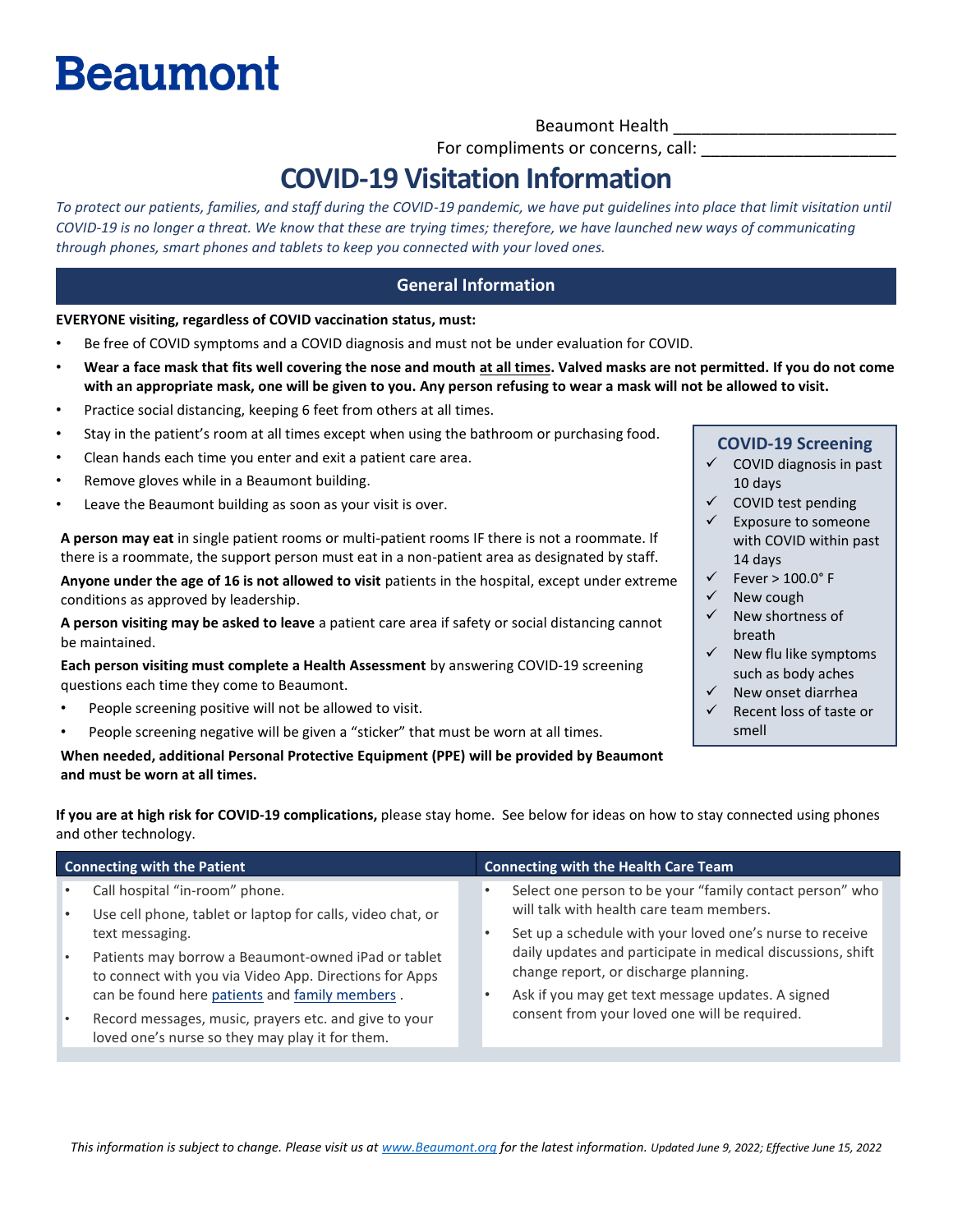# Beaumont

Beaumont Health ________________________

For compliments or concerns, call: ____________________

# COVID-19 Visitation Information

*To protect our patients, families, and staff during the COVID-19 pandemic, we have put guidelines into place that limit visitation until COVID-19 is no longer a threat. We know that these are trying times; therefore, we have launched new ways of communicating through phones, smart phones and tablets to keep you connected with your loved ones.*

## General Information

**EVERYONE visiting, regardless of COVID vaccination status, must:**

- Be free of COVID symptoms and a COVID diagnosis and must not be under evaluation for COVID.
- **Wear a face mask that fits well covering the nose and mouth <u>at all times</u>. Valved masks are not permitted. If you do not come with an appropriate mask, one will be given to you. Any person refusing to wear a mask will not be allowed to visit.**
- Practice social distancing, keeping 6 feet from others at all times.
- Stay in the patient's room at all times except when using the bathroom or purchasing food.
- Clean hands each time you enter and exit a patient care area.
- Remove gloves while in a Beaumont building.
- Leave the Beaumont building as soon as your visit is over.

**A person may eat** in single patient rooms or multi-patient rooms IF there is not a roommate. If there is a roommate, the support person must eat in a non-patient area as designated by staff.

**Anyone under the age of 16 is not allowed to visit** patients in the hospital, except under extreme conditions as approved by leadership.

**A person visiting may be asked to leave** a patient care area if safety or social distancing cannot be maintained.

**Each person visiting must complete a Health Assessment** by answering COVID-19 screening questions each time they come to Beaumont.

- People screening positive will not be allowed to visit.
- People screening negative will be given a "sticker" that must be worn at all times.

**When needed, additional Personal Protective Equipment (PPE) will be provided by Beaumont and must be worn at all times.**

### COVID-19 Screening

- ✓ COVID diagnosis in past 10 days
- ✓ COVID test pending
- ✓ Exposure to someone with COVID within past 14 days
- ✓ Fever > 100.0° F
- ✓ New cough
- ✓ New shortness of breath
- ✓ New flu like symptoms such as body aches
- ✓ New onset diarrhea
- ✓ Recent loss of taste or smell

**If you are at high risk for COVID-19 complications,** please stay home. See below for ideas on how to stay connected using phones and other technology.

### Connecting with the Patient

- Call hospital "in-room" phone.
- Use cell phone, tablet or laptop for calls, video chat, or text messaging.
- Patients may borrow a Beaumont-owned iPad or tablet to connect with you via Video App. Directions for Apps can be found here patients and family members .
- Record messages, music, prayers etc. and give to your loved one's nurse so they may play it for them.

### Connecting with the Health Care Team

- Select one person to be your "family contact person" who will talk with health care team members.
- Set up a schedule with your loved one's nurse to receive daily updates and participate in medical discussions, shift change report, or discharge planning.
- Ask if you may get text message updates. A signed consent from your loved one will be required.

*This information is subject to change. Please visit us at www.Beaumont.org for the latest information. Updated June 9, 2022; Effective June 15, 2022*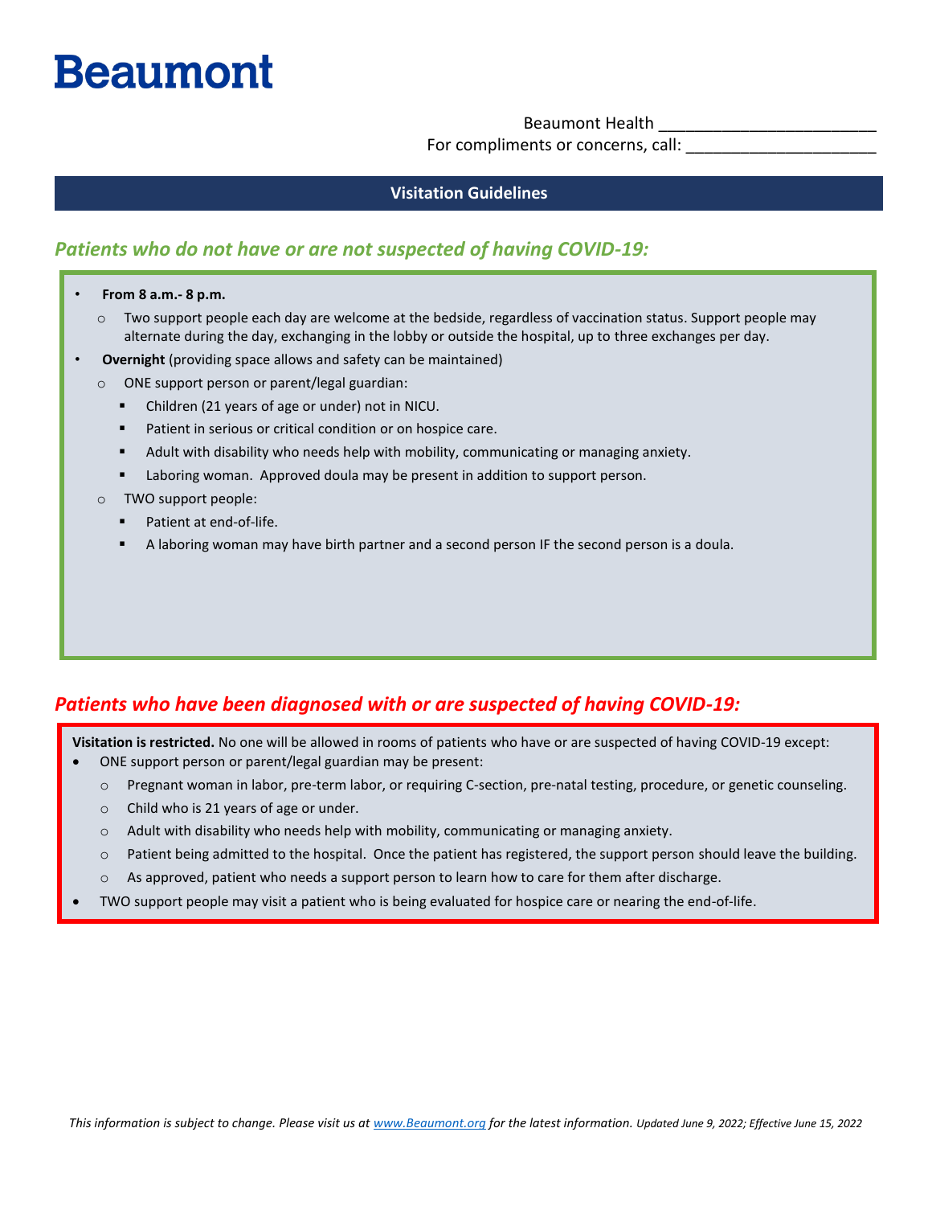# Beaumont

Beaumont Health ________________________

For compliments or concerns, call: _____________________

## Visitation Guidelines

### *Patients who do not have or are not suspected of having COVID-19:*

- **From 8 a.m.- 8 p.m.**
  - Two support people each day are welcome at the bedside, regardless of vaccination status. Support people may alternate during the day, exchanging in the lobby or outside the hospital, up to three exchanges per day.
- **Overnight** (providing space allows and safety can be maintained)
  - ONE support person or parent/legal guardian:
    - Children (21 years of age or under) not in NICU.
    - Patient in serious or critical condition or on hospice care.
    - Adult with disability who needs help with mobility, communicating or managing anxiety.
    - Laboring woman. Approved doula may be present in addition to support person.
  - TWO support people:
    - Patient at end-of-life.
    - A laboring woman may have birth partner and a second person IF the second person is a doula.

### *Patients who have been diagnosed with or are suspected of having COVID-19:*

**Visitation is restricted.** No one will be allowed in rooms of patients who have or are suspected of having COVID-19 except:

- ONE support person or parent/legal guardian may be present:
  - Pregnant woman in labor, pre-term labor, or requiring C-section, pre-natal testing, procedure, or genetic counseling.
  - Child who is 21 years of age or under.
  - Adult with disability who needs help with mobility, communicating or managing anxiety.
  - Patient being admitted to the hospital. Once the patient has registered, the support person should leave the building.
  - As approved, patient who needs a support person to learn how to care for them after discharge.
- TWO support people may visit a patient who is being evaluated for hospice care or nearing the end-of-life.

*This information is subject to change. Please visit us at [www.Beaumont.org](http://www.Beaumont.org) for the latest information. Updated June 9, 2022; Effective June 15, 2022*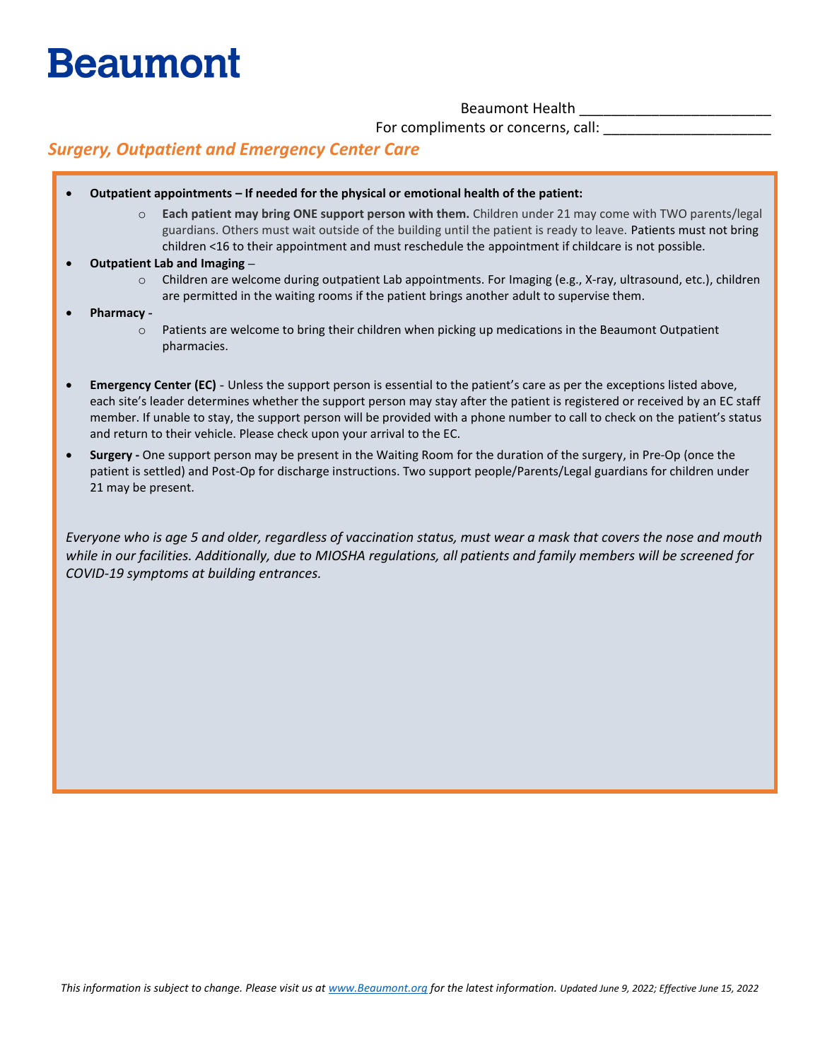# Beaumont

Beaumont Health ________________________

For compliments or concerns, call: _____________________

## *Surgery, Outpatient and Emergency Center Care*

- **Outpatient appointments – If needed for the physical or emotional health of the patient:**
  - **Each patient may bring ONE support person with them.** Children under 21 may come with TWO parents/legal guardians. Others must wait outside of the building until the patient is ready to leave. Patients must not bring children <16 to their appointment and must reschedule the appointment if childcare is not possible.
- **Outpatient Lab and Imaging** –
  - Children are welcome during outpatient Lab appointments. For Imaging (e.g., X-ray, ultrasound, etc.), children are permitted in the waiting rooms if the patient brings another adult to supervise them.
- **Pharmacy** -
  - Patients are welcome to bring their children when picking up medications in the Beaumont Outpatient pharmacies.
- **Emergency Center (EC)** - Unless the support person is essential to the patient's care as per the exceptions listed above, each site's leader determines whether the support person may stay after the patient is registered or received by an EC staff member. If unable to stay, the support person will be provided with a phone number to call to check on the patient's status and return to their vehicle. Please check upon your arrival to the EC.
- **Surgery -** One support person may be present in the Waiting Room for the duration of the surgery, in Pre-Op (once the patient is settled) and Post-Op for discharge instructions. Two support people/Parents/Legal guardians for children under 21 may be present.

*Everyone who is age 5 and older, regardless of vaccination status, must wear a mask that covers the nose and mouth while in our facilities. Additionally, due to MIOSHA regulations, all patients and family members will be screened for COVID-19 symptoms at building entrances.*

*This information is subject to change. Please visit us at [www.Beaumont.org](http://www.Beaumont.org) for the latest information. Updated June 9, 2022; Effective June 15, 2022*